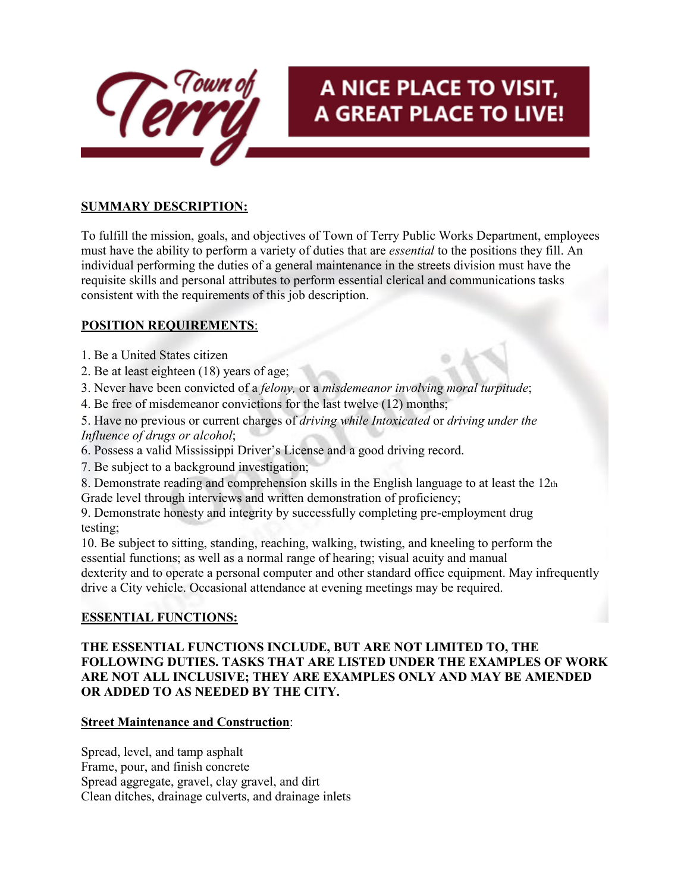Town of Terry

A NICE PLACE TO VISIT, A GREAT PLACE TO LIVE!

**SUMMARY DESCRIPTION:**

To fulfill the mission, goals, and objectives of Town of Terry Public Works Department, employees must have the ability to perform a variety of duties that are *essential* to the positions they fill. An individual performing the duties of a general maintenance in the streets division must have the requisite skills and personal attributes to perform essential clerical and communications tasks consistent with the requirements of this job description.

**POSITION REQUIREMENTS**:

1. Be a United States citizen
2. Be at least eighteen (18) years of age;
3. Never have been convicted of a *felony,* or a *misdemeanor involving moral turpitude*;
4. Be free of misdemeanor convictions for the last twelve (12) months;
5. Have no previous or current charges of *driving while Intoxicated* or *driving under the Influence of drugs or alcohol*;
6. Possess a valid Mississippi Driver's License and a good driving record.
7. Be subject to a background investigation;
8. Demonstrate reading and comprehension skills in the English language to at least the 12th Grade level through interviews and written demonstration of proficiency;
9. Demonstrate honesty and integrity by successfully completing pre-employment drug testing;
10. Be subject to sitting, standing, reaching, walking, twisting, and kneeling to perform the essential functions; as well as a normal range of hearing; visual acuity and manual dexterity and to operate a personal computer and other standard office equipment. May infrequently drive a City vehicle. Occasional attendance at evening meetings may be required.

**ESSENTIAL FUNCTIONS:**

**THE ESSENTIAL FUNCTIONS INCLUDE, BUT ARE NOT LIMITED TO, THE FOLLOWING DUTIES. TASKS THAT ARE LISTED UNDER THE EXAMPLES OF WORK ARE NOT ALL INCLUSIVE; THEY ARE EXAMPLES ONLY AND MAY BE AMENDED OR ADDED TO AS NEEDED BY THE CITY.**

**Street Maintenance and Construction**:

Spread, level, and tamp asphalt
Frame, pour, and finish concrete
Spread aggregate, gravel, clay gravel, and dirt
Clean ditches, drainage culverts, and drainage inlets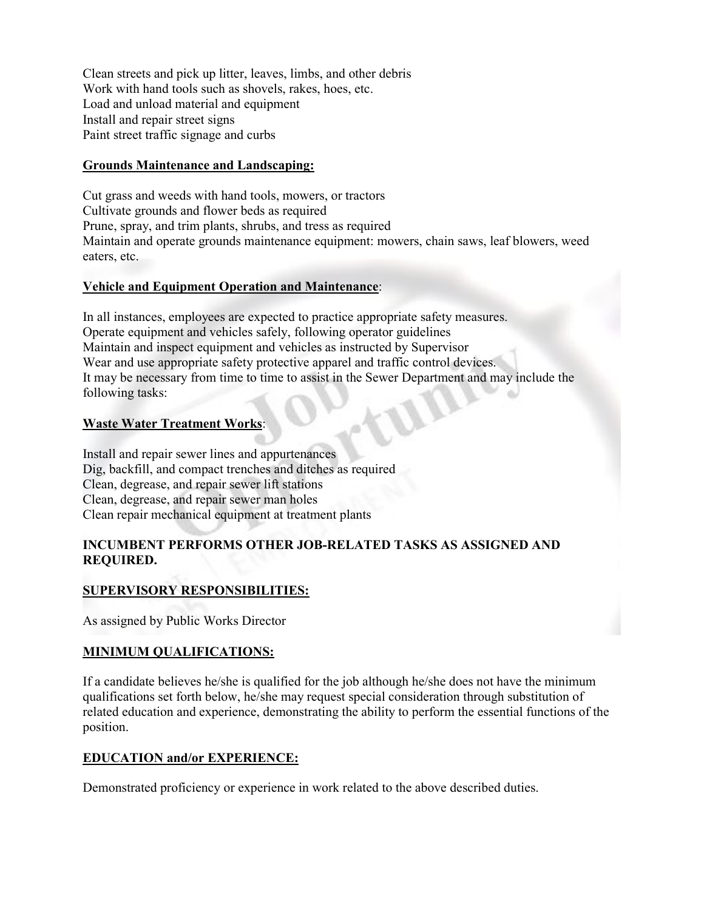Clean streets and pick up litter, leaves, limbs, and other debris
Work with hand tools such as shovels, rakes, hoes, etc.
Load and unload material and equipment
Install and repair street signs
Paint street traffic signage and curbs

**Grounds Maintenance and Landscaping:**

Cut grass and weeds with hand tools, mowers, or tractors
Cultivate grounds and flower beds as required
Prune, spray, and trim plants, shrubs, and tress as required
Maintain and operate grounds maintenance equipment: mowers, chain saws, leaf blowers, weed eaters, etc.

**Vehicle and Equipment Operation and Maintenance**:

In all instances, employees are expected to practice appropriate safety measures.
Operate equipment and vehicles safely, following operator guidelines
Maintain and inspect equipment and vehicles as instructed by Supervisor
Wear and use appropriate safety protective apparel and traffic control devices.
It may be necessary from time to time to assist in the Sewer Department and may include the following tasks:

**Waste Water Treatment Works**:

Install and repair sewer lines and appurtenances
Dig, backfill, and compact trenches and ditches as required
Clean, degrease, and repair sewer lift stations
Clean, degrease, and repair sewer man holes
Clean repair mechanical equipment at treatment plants

**INCUMBENT PERFORMS OTHER JOB-RELATED TASKS AS ASSIGNED AND REQUIRED.**

**SUPERVISORY RESPONSIBILITIES:**

As assigned by Public Works Director

**MINIMUM QUALIFICATIONS:**

If a candidate believes he/she is qualified for the job although he/she does not have the minimum qualifications set forth below, he/she may request special consideration through substitution of related education and experience, demonstrating the ability to perform the essential functions of the position.

**EDUCATION and/or EXPERIENCE:**

Demonstrated proficiency or experience in work related to the above described duties.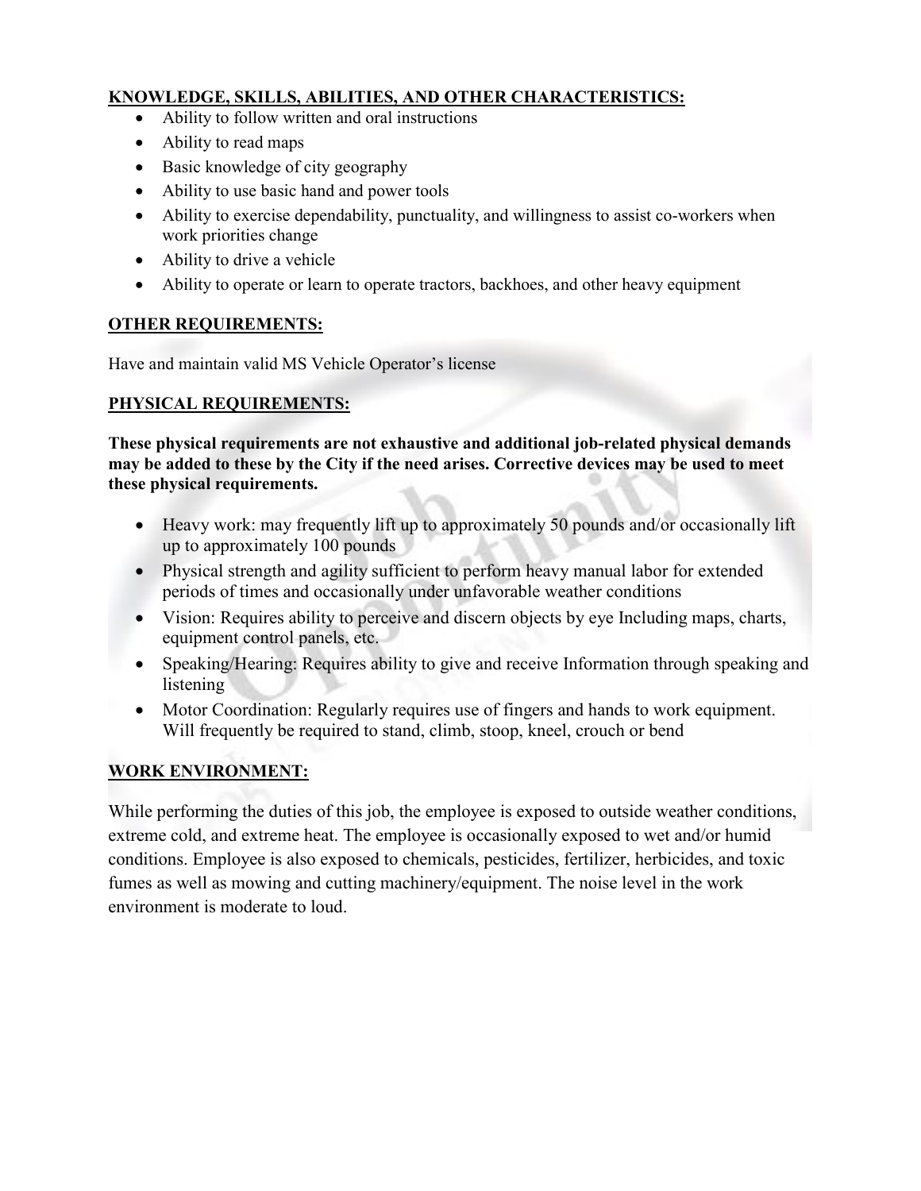**KNOWLEDGE, SKILLS, ABILITIES, AND OTHER CHARACTERISTICS:**

- Ability to follow written and oral instructions
- Ability to read maps
- Basic knowledge of city geography
- Ability to use basic hand and power tools
- Ability to exercise dependability, punctuality, and willingness to assist co-workers when work priorities change
- Ability to drive a vehicle
- Ability to operate or learn to operate tractors, backhoes, and other heavy equipment

**OTHER REQUIREMENTS:**

Have and maintain valid MS Vehicle Operator's license

**PHYSICAL REQUIREMENTS:**

**These physical requirements are not exhaustive and additional job-related physical demands may be added to these by the City if the need arises. Corrective devices may be used to meet these physical requirements.**

- Heavy work: may frequently lift up to approximately 50 pounds and/or occasionally lift up to approximately 100 pounds
- Physical strength and agility sufficient to perform heavy manual labor for extended periods of times and occasionally under unfavorable weather conditions
- Vision: Requires ability to perceive and discern objects by eye Including maps, charts, equipment control panels, etc.
- Speaking/Hearing: Requires ability to give and receive Information through speaking and listening
- Motor Coordination: Regularly requires use of fingers and hands to work equipment. Will frequently be required to stand, climb, stoop, kneel, crouch or bend

**WORK ENVIRONMENT:**

While performing the duties of this job, the employee is exposed to outside weather conditions, extreme cold, and extreme heat. The employee is occasionally exposed to wet and/or humid conditions. Employee is also exposed to chemicals, pesticides, fertilizer, herbicides, and toxic fumes as well as mowing and cutting machinery/equipment. The noise level in the work environment is moderate to loud.